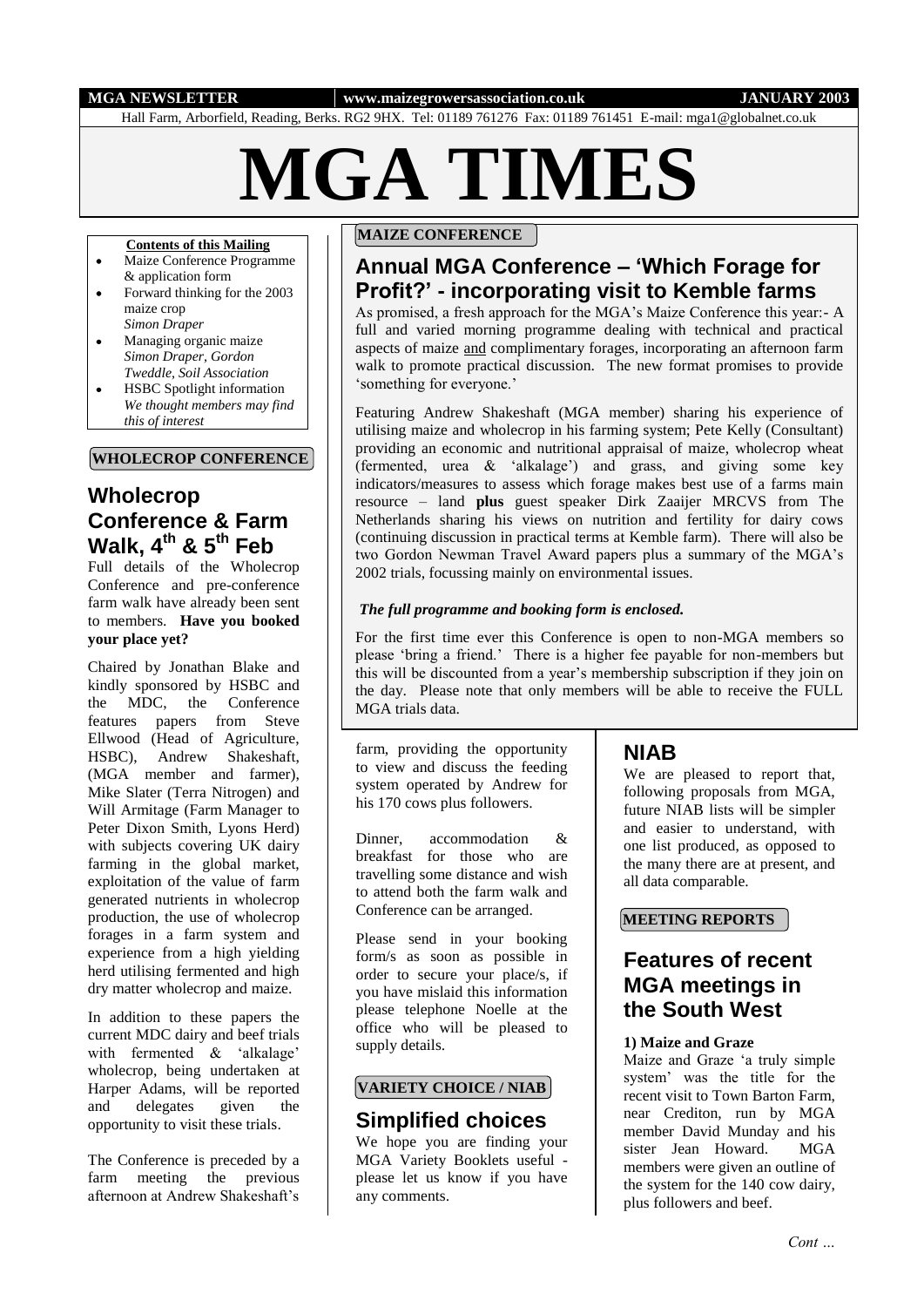MGA NEWSLETTER | www.maizegrowersassociation.co.uk | JANUARY 2003

Hall Farm, Arborfield, Reading, Berks. RG2 9HX. Tel: 01189 761276 Fax: 01189 761451 E-mail: mga1@globalnet.co.uk

# MGA TIMES

**Contents of this Mailing**

- Maize Conference Programme & application form
- Forward thinking for the 2003 maize crop
  *Simon Draper*
- Managing organic maize
  *Simon Draper, Gordon Tweddle, Soil Association*
- HSBC Spotlight information
  *We thought members may find this of interest*

**MAIZE CONFERENCE**

## Annual MGA Conference – 'Which Forage for Profit?' - incorporating visit to Kemble farms

As promised, a fresh approach for the MGA's Maize Conference this year:- A full and varied morning programme dealing with technical and practical aspects of maize and complimentary forages, incorporating an afternoon farm walk to promote practical discussion. The new format promises to provide 'something for everyone.'

Featuring Andrew Shakeshaft (MGA member) sharing his experience of utilising maize and wholecrop in his farming system; Pete Kelly (Consultant) providing an economic and nutritional appraisal of maize, wholecrop wheat (fermented, urea & 'alkalage') and grass, and giving some key indicators/measures to assess which forage makes best use of a farms main resource – land **plus** guest speaker Dirk Zaaijer MRCVS from The Netherlands sharing his views on nutrition and fertility for dairy cows (continuing discussion in practical terms at Kemble farm). There will also be two Gordon Newman Travel Award papers plus a summary of the MGA's 2002 trials, focussing mainly on environmental issues.

***The full programme and booking form is enclosed.***

For the first time ever this Conference is open to non-MGA members so please 'bring a friend.' There is a higher fee payable for non-members but this will be discounted from a year's membership subscription if they join on the day. Please note that only members will be able to receive the FULL MGA trials data.

**WHOLECROP CONFERENCE**

## Wholecrop Conference & Farm Walk, 4th & 5th Feb

Full details of the Wholecrop Conference and pre-conference farm walk have already been sent to members. **Have you booked your place yet?**

Chaired by Jonathan Blake and kindly sponsored by HSBC and the MDC, the Conference features papers from Steve Ellwood (Head of Agriculture, HSBC), Andrew Shakeshaft, (MGA member and farmer), Mike Slater (Terra Nitrogen) and Will Armitage (Farm Manager to Peter Dixon Smith, Lyons Herd) with subjects covering UK dairy farming in the global market, exploitation of the value of farm generated nutrients in wholecrop production, the use of wholecrop forages in a farm system and experience from a high yielding herd utilising fermented and high dry matter wholecrop and maize.

In addition to these papers the current MDC dairy and beef trials with fermented & 'alkalage' wholecrop, being undertaken at Harper Adams, will be reported and delegates given the opportunity to visit these trials.

The Conference is preceded by a farm meeting the previous afternoon at Andrew Shakeshaft's farm, providing the opportunity to view and discuss the feeding system operated by Andrew for his 170 cows plus followers.

Dinner, accommodation & breakfast for those who are travelling some distance and wish to attend both the farm walk and Conference can be arranged.

Please send in your booking form/s as soon as possible in order to secure your place/s, if you have mislaid this information please telephone Noelle at the office who will be pleased to supply details.

**VARIETY CHOICE / NIAB**

## Simplified choices

We hope you are finding your MGA Variety Booklets useful - please let us know if you have any comments.

## NIAB

We are pleased to report that, following proposals from MGA, future NIAB lists will be simpler and easier to understand, with one list produced, as opposed to the many there are at present, and all data comparable.

**MEETING REPORTS**

## Features of recent MGA meetings in the South West

**1) Maize and Graze**

Maize and Graze 'a truly simple system' was the title for the recent visit to Town Barton Farm, near Crediton, run by MGA member David Munday and his sister Jean Howard. MGA members were given an outline of the system for the 140 cow dairy, plus followers and beef.

*Cont …*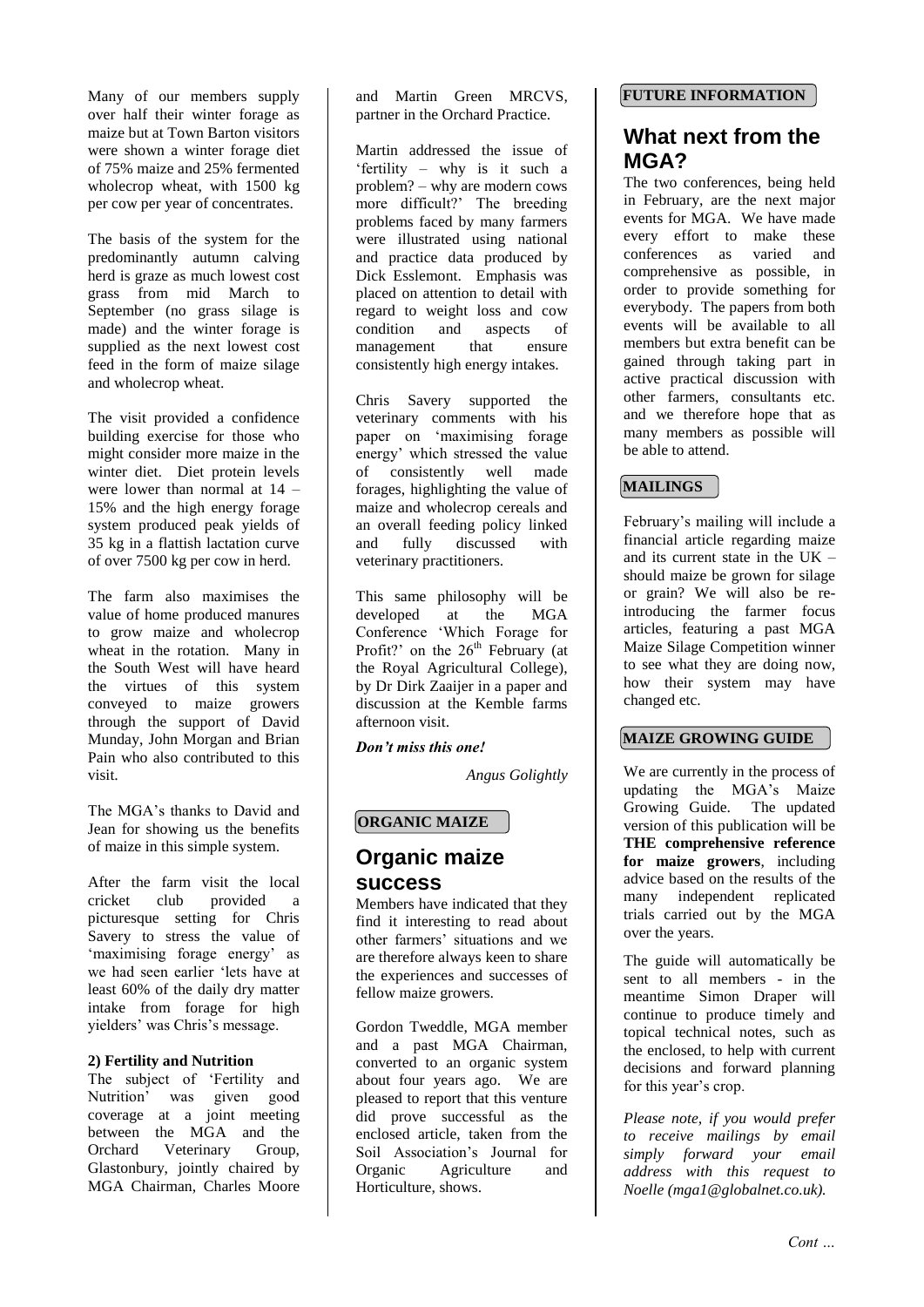Many of our members supply over half their winter forage as maize but at Town Barton visitors were shown a winter forage diet of 75% maize and 25% fermented wholecrop wheat, with 1500 kg per cow per year of concentrates.

The basis of the system for the predominantly autumn calving herd is graze as much lowest cost grass from mid March to September (no grass silage is made) and the winter forage is supplied as the next lowest cost feed in the form of maize silage and wholecrop wheat.

The visit provided a confidence building exercise for those who might consider more maize in the winter diet. Diet protein levels were lower than normal at 14 – 15% and the high energy forage system produced peak yields of 35 kg in a flattish lactation curve of over 7500 kg per cow in herd.

The farm also maximises the value of home produced manures to grow maize and wholecrop wheat in the rotation. Many in the South West will have heard the virtues of this system conveyed to maize growers through the support of David Munday, John Morgan and Brian Pain who also contributed to this visit.

The MGA's thanks to David and Jean for showing us the benefits of maize in this simple system.

After the farm visit the local cricket club provided a picturesque setting for Chris Savery to stress the value of 'maximising forage energy' as we had seen earlier 'lets have at least 60% of the daily dry matter intake from forage for high yielders' was Chris's message.

**2) Fertility and Nutrition**

The subject of 'Fertility and Nutrition' was given good coverage at a joint meeting between the MGA and the Orchard Veterinary Group, Glastonbury, jointly chaired by MGA Chairman, Charles Moore and Martin Green MRCVS, partner in the Orchard Practice.

Martin addressed the issue of 'fertility – why is it such a problem? – why are modern cows more difficult?' The breeding problems faced by many farmers were illustrated using national and practice data produced by Dick Esslemont. Emphasis was placed on attention to detail with regard to weight loss and cow condition and aspects of management that ensure consistently high energy intakes.

Chris Savery supported the veterinary comments with his paper on 'maximising forage energy' which stressed the value of consistently well made forages, highlighting the value of maize and wholecrop cereals and an overall feeding policy linked and fully discussed with veterinary practitioners.

This same philosophy will be developed at the MGA Conference 'Which Forage for Profit?' on the 26th February (at the Royal Agricultural College), by Dr Dirk Zaaijer in a paper and discussion at the Kemble farms afternoon visit.

***Don't miss this one!***

*Angus Golightly*

**ORGANIC MAIZE**

## Organic maize success

Members have indicated that they find it interesting to read about other farmers' situations and we are therefore always keen to share the experiences and successes of fellow maize growers.

Gordon Tweddle, MGA member and a past MGA Chairman, converted to an organic system about four years ago. We are pleased to report that this venture did prove successful as the enclosed article, taken from the Soil Association's Journal for Organic Agriculture and Horticulture, shows.

**FUTURE INFORMATION**

## What next from the MGA?

The two conferences, being held in February, are the next major events for MGA. We have made every effort to make these conferences as varied and comprehensive as possible, in order to provide something for everybody. The papers from both events will be available to all members but extra benefit can be gained through taking part in active practical discussion with other farmers, consultants etc. and we therefore hope that as many members as possible will be able to attend.

**MAILINGS**

February's mailing will include a financial article regarding maize and its current state in the UK – should maize be grown for silage or grain? We will also be re-introducing the farmer focus articles, featuring a past MGA Maize Silage Competition winner to see what they are doing now, how their system may have changed etc.

**MAIZE GROWING GUIDE**

We are currently in the process of updating the MGA's Maize Growing Guide. The updated version of this publication will be **THE comprehensive reference for maize growers**, including advice based on the results of the many independent replicated trials carried out by the MGA over the years.

The guide will automatically be sent to all members - in the meantime Simon Draper will continue to produce timely and topical technical notes, such as the enclosed, to help with current decisions and forward planning for this year's crop.

*Please note, if you would prefer to receive mailings by email simply forward your email address with this request to Noelle (mga1@globalnet.co.uk).*

*Cont …*